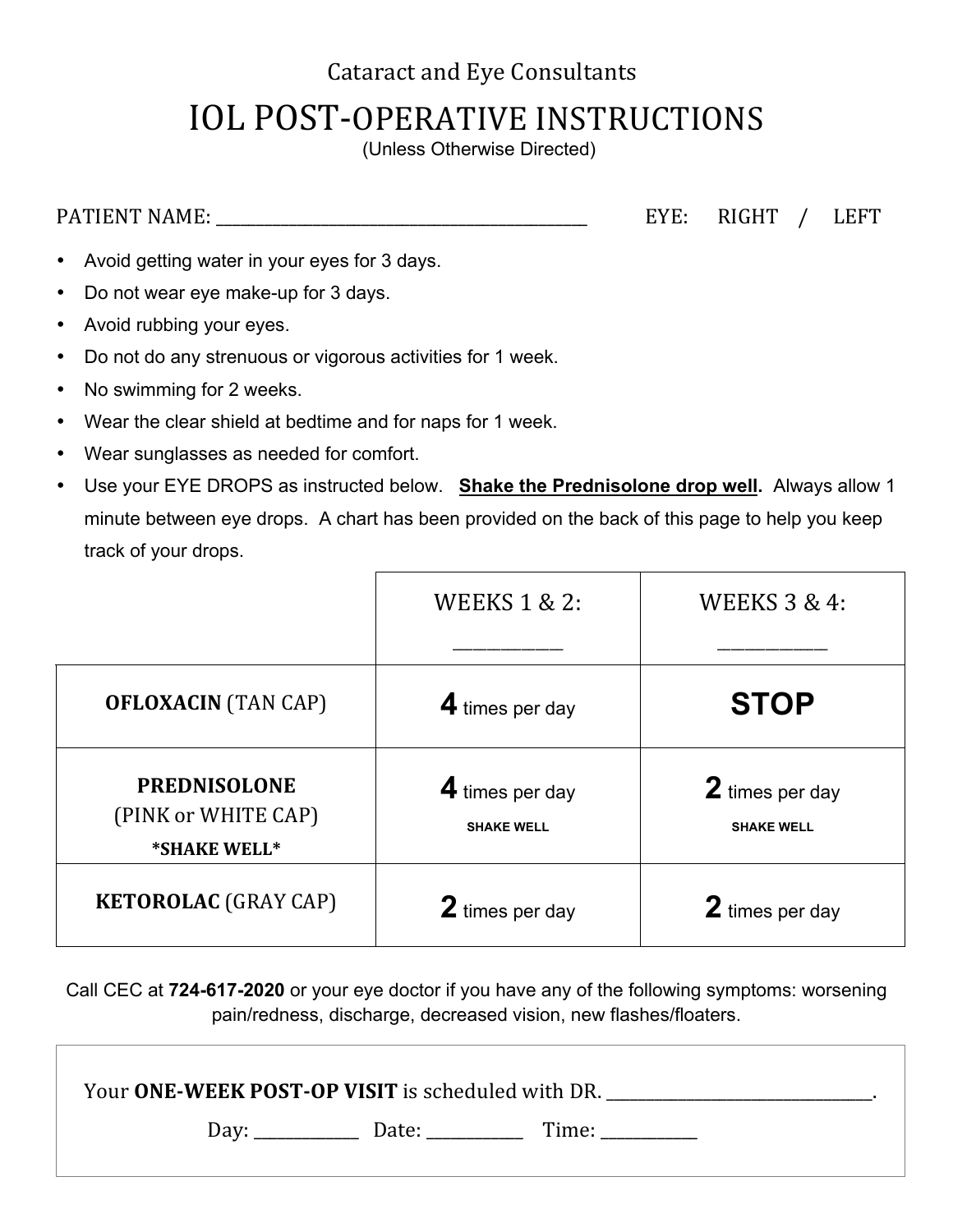Cataract and Eye Consultants

# IOL POST-OPERATIVE INSTRUCTIONS

(Unless Otherwise Directed)

PATIENT NAME: ________________________________________ EYE: RIGHT / LEFT

- Avoid getting water in your eyes for 3 days.
- Do not wear eye make-up for 3 days.
- Avoid rubbing your eyes.
- Do not do any strenuous or vigorous activities for 1 week.
- No swimming for 2 weeks.
- Wear the clear shield at bedtime and for naps for 1 week.
- Wear sunglasses as needed for comfort.
- Use your EYE DROPS as instructed below. **Shake the Prednisolone drop well.** Always allow 1 minute between eye drops. A chart has been provided on the back of this page to help you keep track of your drops.

| | WEEKS 1 & 2: __________ | WEEKS 3 & 4: __________ |
|---|---|---|
| **OFLOXACIN** (TAN CAP) | **4** times per day | **STOP** |
| **PREDNISOLONE** (PINK or WHITE CAP) **\*SHAKE WELL\*** | **4** times per day SHAKE WELL | **2** times per day SHAKE WELL |
| **KETOROLAC** (GRAY CAP) | **2** times per day | **2** times per day |

Call CEC at **724-617-2020** or your eye doctor if you have any of the following symptoms: worsening pain/redness, discharge, decreased vision, new flashes/floaters.

Your **ONE-WEEK POST-OP VISIT** is scheduled with DR. ____________________________.

Day: __________ Date: __________ Time: __________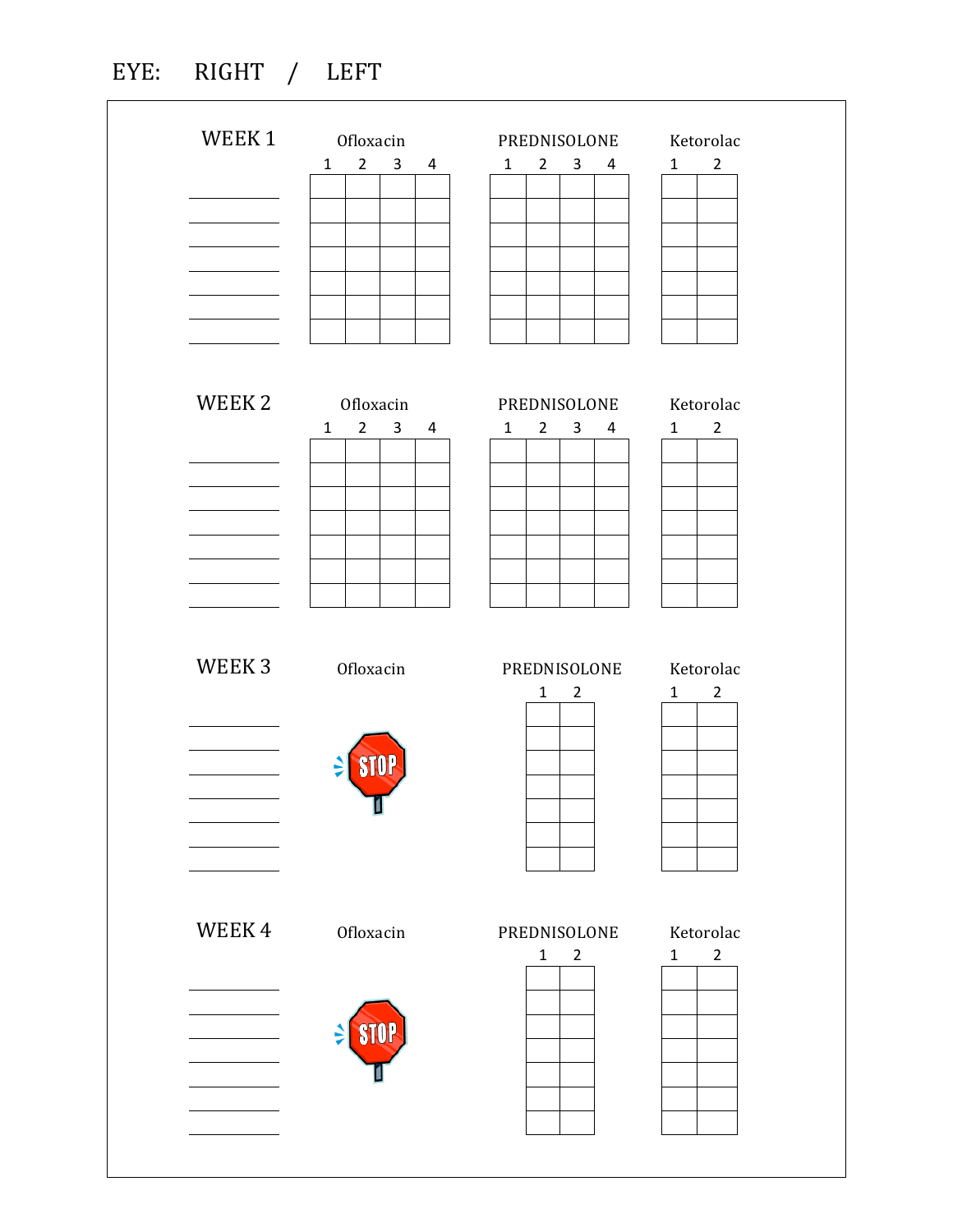EYE: RIGHT / LEFT

## WEEK 1

| Date | Ofloxacin 1 | Ofloxacin 2 | Ofloxacin 3 | Ofloxacin 4 | PREDNISOLONE 1 | PREDNISOLONE 2 | PREDNISOLONE 3 | PREDNISOLONE 4 | Ketorolac 1 | Ketorolac 2 |
|---|---|---|---|---|---|---|---|---|---|---|
| | | | | | | | | | | |
| | | | | | | | | | | |
| | | | | | | | | | | |
| | | | | | | | | | | |
| | | | | | | | | | | |
| | | | | | | | | | | |
| | | | | | | | | | | |

## WEEK 2

| Date | Ofloxacin 1 | Ofloxacin 2 | Ofloxacin 3 | Ofloxacin 4 | PREDNISOLONE 1 | PREDNISOLONE 2 | PREDNISOLONE 3 | PREDNISOLONE 4 | Ketorolac 1 | Ketorolac 2 |
|---|---|---|---|---|---|---|---|---|---|---|
| | | | | | | | | | | |
| | | | | | | | | | | |
| | | | | | | | | | | |
| | | | | | | | | | | |
| | | | | | | | | | | |
| | | | | | | | | | | |
| | | | | | | | | | | |

## WEEK 3

Ofloxacin: STOP

| Date | PREDNISOLONE 1 | PREDNISOLONE 2 | Ketorolac 1 | Ketorolac 2 |
|---|---|---|---|---|
| | | | | |
| | | | | |
| | | | | |
| | | | | |
| | | | | |
| | | | | |
| | | | | |

## WEEK 4

Ofloxacin: STOP

| Date | PREDNISOLONE 1 | PREDNISOLONE 2 | Ketorolac 1 | Ketorolac 2 |
|---|---|---|---|---|
| | | | | |
| | | | | |
| | | | | |
| | | | | |
| | | | | |
| | | | | |
| | | | | |